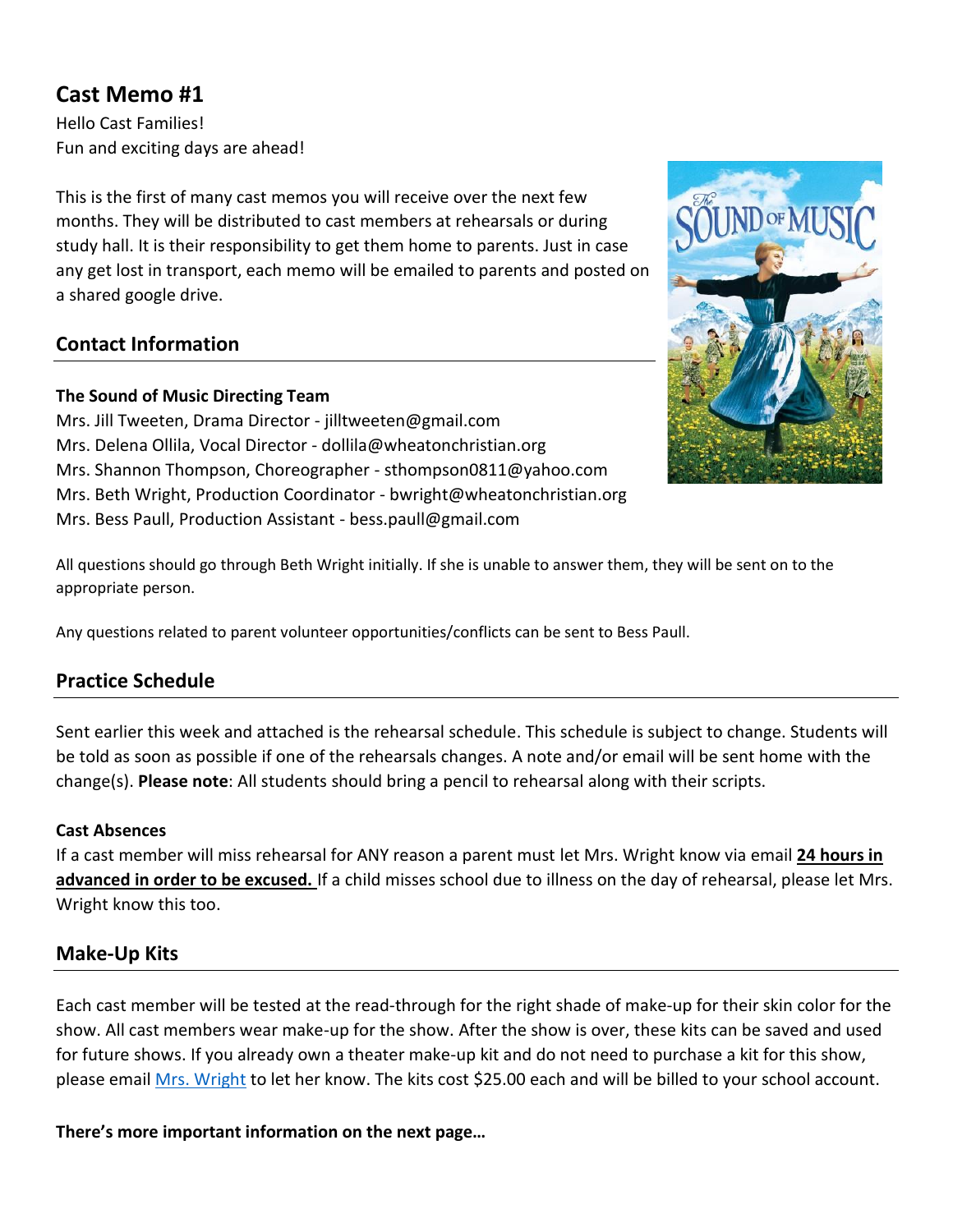## Cast Memo #1

Hello Cast Families!
Fun and exciting days are ahead!

This is the first of many cast memos you will receive over the next few months. They will be distributed to cast members at rehearsals or during study hall. It is their responsibility to get them home to parents. Just in case any get lost in transport, each memo will be emailed to parents and posted on a shared google drive.

## Contact Information

**The Sound of Music Directing Team**

Mrs. Jill Tweeten, Drama Director - jilltweeten@gmail.com
Mrs. Delena Ollila, Vocal Director - dollila@wheatonchristian.org
Mrs. Shannon Thompson, Choreographer - sthompson0811@yahoo.com
Mrs. Beth Wright, Production Coordinator - bwright@wheatonchristian.org
Mrs. Bess Paull, Production Assistant - bess.paull@gmail.com

All questions should go through Beth Wright initially. If she is unable to answer them, they will be sent on to the appropriate person.

Any questions related to parent volunteer opportunities/conflicts can be sent to Bess Paull.

## Practice Schedule

Sent earlier this week and attached is the rehearsal schedule. This schedule is subject to change. Students will be told as soon as possible if one of the rehearsals changes. A note and/or email will be sent home with the change(s). **Please note**: All students should bring a pencil to rehearsal along with their scripts.

### Cast Absences

If a cast member will miss rehearsal for ANY reason a parent must let Mrs. Wright know via email **24 hours in advanced in order to be excused.** If a child misses school due to illness on the day of rehearsal, please let Mrs. Wright know this too.

## Make-Up Kits

Each cast member will be tested at the read-through for the right shade of make-up for their skin color for the show. All cast members wear make-up for the show. After the show is over, these kits can be saved and used for future shows. If you already own a theater make-up kit and do not need to purchase a kit for this show, please email Mrs. Wright to let her know. The kits cost $25.00 each and will be billed to your school account.

**There's more important information on the next page…**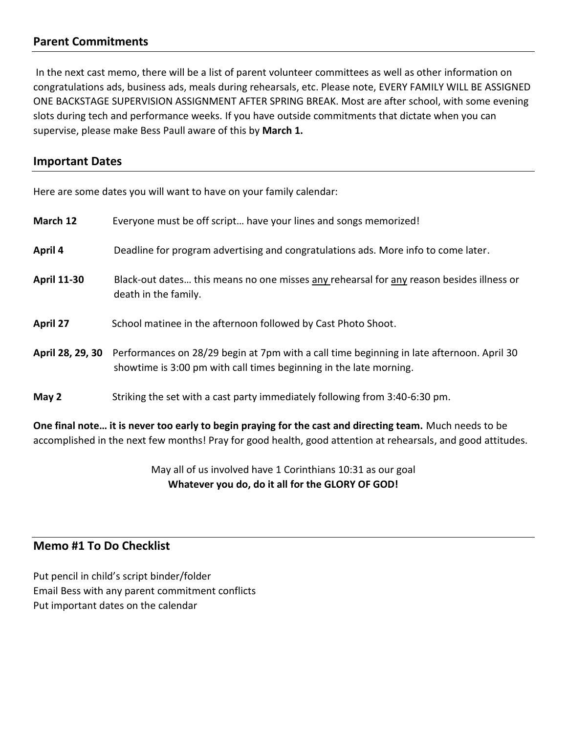## Parent Commitments

In the next cast memo, there will be a list of parent volunteer committees as well as other information on congratulations ads, business ads, meals during rehearsals, etc. Please note, EVERY FAMILY WILL BE ASSIGNED ONE BACKSTAGE SUPERVISION ASSIGNMENT AFTER SPRING BREAK. Most are after school, with some evening slots during tech and performance weeks. If you have outside commitments that dictate when you can supervise, please make Bess Paull aware of this by **March 1.**

## Important Dates

Here are some dates you will want to have on your family calendar:

| | |
|---|---|
| **March 12** | Everyone must be off script… have your lines and songs memorized! |
| **April 4** | Deadline for program advertising and congratulations ads. More info to come later. |
| **April 11-30** | Black-out dates… this means no one misses <u>any</u> rehearsal for <u>any</u> reason besides illness or death in the family. |
| **April 27** | School matinee in the afternoon followed by Cast Photo Shoot. |
| **April 28, 29, 30** | Performances on 28/29 begin at 7pm with a call time beginning in late afternoon. April 30 showtime is 3:00 pm with call times beginning in the late morning. |
| **May 2** | Striking the set with a cast party immediately following from 3:40-6:30 pm. |

**One final note… it is never too early to begin praying for the cast and directing team.** Much needs to be accomplished in the next few months! Pray for good health, good attention at rehearsals, and good attitudes.

May all of us involved have 1 Corinthians 10:31 as our goal
**Whatever you do, do it all for the GLORY OF GOD!**

## Memo #1 To Do Checklist

Put pencil in child's script binder/folder
Email Bess with any parent commitment conflicts
Put important dates on the calendar